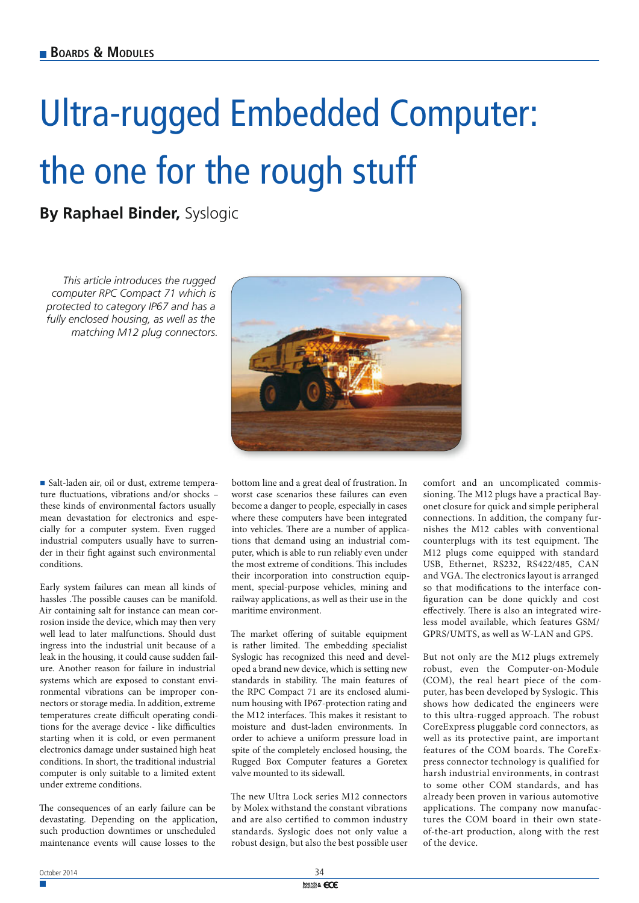# Ultra-rugged Embedded Computer: the one for the rough stuff

**By Raphael Binder,** Syslogic

*This article introduces the rugged computer RPC Compact 71 which is protected to category IP67 and has a fully enclosed housing, as well as the matching M12 plug connectors.*

Salt-laden air, oil or dust, extreme temperature fluctuations, vibrations and/or shocks – these kinds of environmental factors usually mean devastation for electronics and especially for a computer system. Even rugged industrial computers usually have to surrender in their fight against such environmental conditions.

Early system failures can mean all kinds of hassles .The possible causes can be manifold. Air containing salt for instance can mean corrosion inside the device, which may then very well lead to later malfunctions. Should dust ingress into the industrial unit because of a leak in the housing, it could cause sudden failure. Another reason for failure in industrial systems which are exposed to constant environmental vibrations can be improper connectors or storage media. In addition, extreme temperatures create difficult operating conditions for the average device - like difficulties starting when it is cold, or even permanent electronics damage under sustained high heat conditions. In short, the traditional industrial computer is only suitable to a limited extent under extreme conditions.

The consequences of an early failure can be devastating. Depending on the application, such production downtimes or unscheduled maintenance events will cause losses to the bottom line and a great deal of frustration. In worst case scenarios these failures can even become a danger to people, especially in cases where these computers have been integrated into vehicles. There are a number of applications that demand using an industrial computer, which is able to run reliably even under the most extreme of conditions. This includes their incorporation into construction equipment, special-purpose vehicles, mining and railway applications, as well as their use in the maritime environment.

The market offering of suitable equipment is rather limited. The embedding specialist Syslogic has recognized this need and developed a brand new device, which is setting new standards in stability. The main features of the RPC Compact 71 are its enclosed aluminum housing with IP67-protection rating and the M12 interfaces. This makes it resistant to moisture and dust-laden environments. In order to achieve a uniform pressure load in spite of the completely enclosed housing, the Rugged Box Computer features a Goretex valve mounted to its sidewall.

The new Ultra Lock series M12 connectors by Molex withstand the constant vibrations and are also certified to common industry standards. Syslogic does not only value a robust design, but also the best possible user comfort and an uncomplicated commissioning. The M12 plugs have a practical Bayonet closure for quick and simple peripheral connections. In addition, the company furnishes the M12 cables with conventional counterplugs with its test equipment. The M12 plugs come equipped with standard USB, Ethernet, RS232, RS422/485, CAN and VGA. The electronics layout is arranged so that modifications to the interface configuration can be done quickly and cost effectively. There is also an integrated wireless model available, which features GSM/GPRS/UMTS, as well as W-LAN and GPS.

But not only are the M12 plugs extremely robust, even the Computer-on-Module (COM), the real heart piece of the computer, has been developed by Syslogic. This shows how dedicated the engineers were to this ultra-rugged approach. The robust CoreExpress pluggable cord connectors, as well as its protective paint, are important features of the COM boards. The CoreExpress connector technology is qualified for harsh industrial environments, in contrast to some other COM standards, and has already been proven in various automotive applications. The company now manufactures the COM board in their own state-of-the-art production, along with the rest of the device.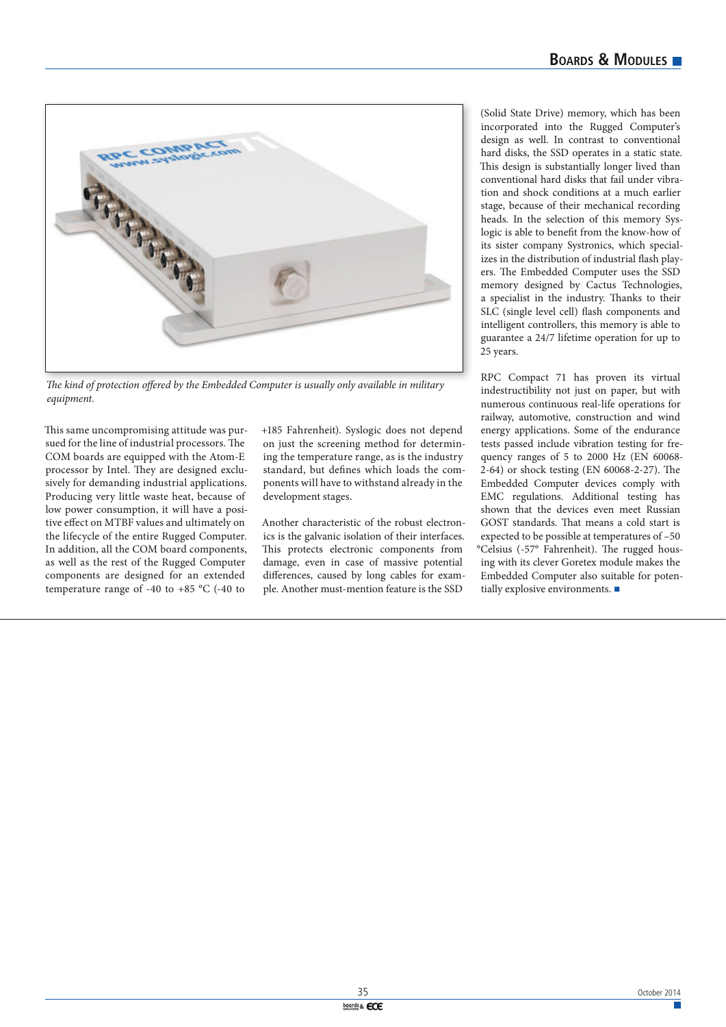*The kind of protection offered by the Embedded Computer is usually only available in military equipment.*

This same uncompromising attitude was pursued for the line of industrial processors. The COM boards are equipped with the Atom-E processor by Intel. They are designed exclusively for demanding industrial applications. Producing very little waste heat, because of low power consumption, it will have a positive effect on MTBF values and ultimately on the lifecycle of the entire Rugged Computer. In addition, all the COM board components, as well as the rest of the Rugged Computer components are designed for an extended temperature range of -40 to +85 °C (-40 to +185 Fahrenheit). Syslogic does not depend on just the screening method for determining the temperature range, as is the industry standard, but defines which loads the components will have to withstand already in the development stages.

Another characteristic of the robust electronics is the galvanic isolation of their interfaces. This protects electronic components from damage, even in case of massive potential differences, caused by long cables for example. Another must-mention feature is the SSD (Solid State Drive) memory, which has been incorporated into the Rugged Computer's design as well. In contrast to conventional hard disks, the SSD operates in a static state. This design is substantially longer lived than conventional hard disks that fail under vibration and shock conditions at a much earlier stage, because of their mechanical recording heads. In the selection of this memory Syslogic is able to benefit from the know-how of its sister company Systronics, which specializes in the distribution of industrial flash players. The Embedded Computer uses the SSD memory designed by Cactus Technologies, a specialist in the industry. Thanks to their SLC (single level cell) flash components and intelligent controllers, this memory is able to guarantee a 24/7 lifetime operation for up to 25 years.

RPC Compact 71 has proven its virtual indestructibility not just on paper, but with numerous continuous real-life operations for railway, automotive, construction and wind energy applications. Some of the endurance tests passed include vibration testing for frequency ranges of 5 to 2000 Hz (EN 60068-2-64) or shock testing (EN 60068-2-27). The Embedded Computer devices comply with EMC regulations. Additional testing has shown that the devices even meet Russian GOST standards. That means a cold start is expected to be possible at temperatures of –50 °Celsius (-57° Fahrenheit). The rugged housing with its clever Goretex module makes the Embedded Computer also suitable for potentially explosive environments. ■